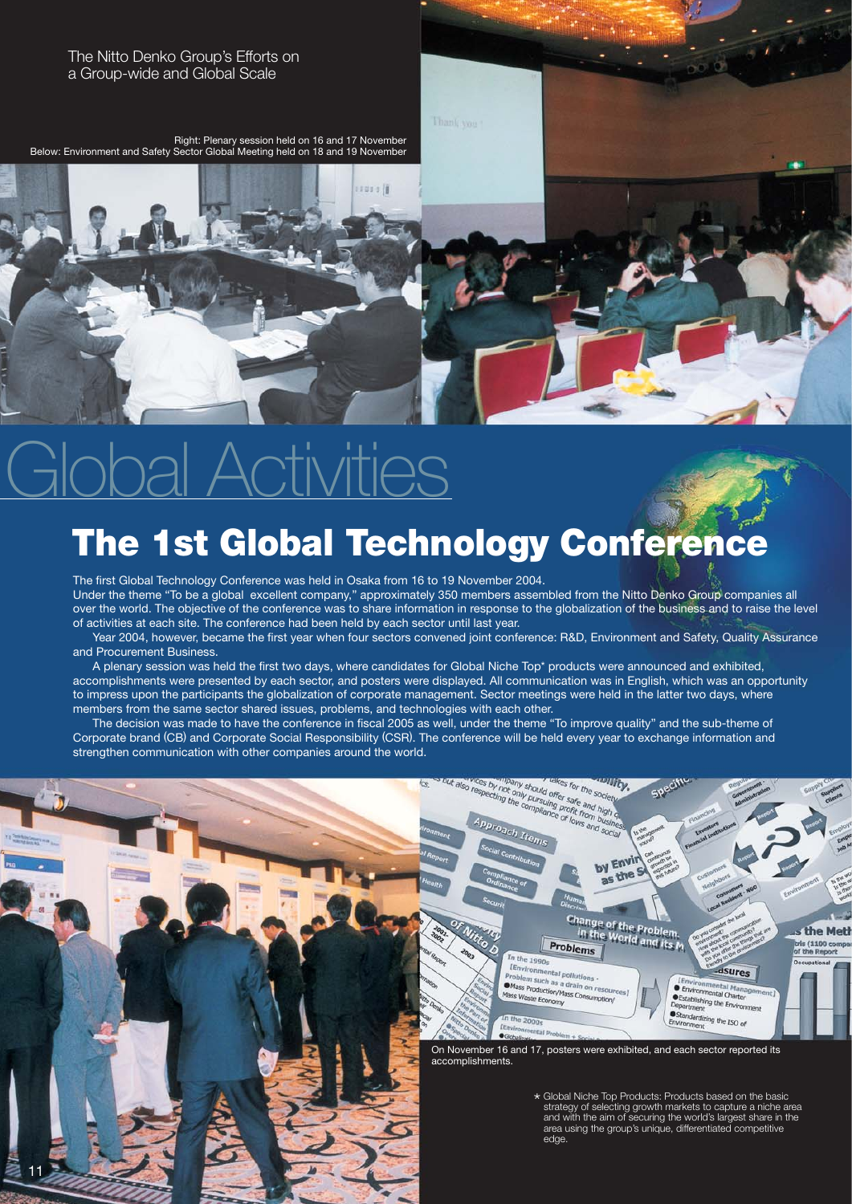The Nitto Denko Group's Efforts on a Group-wide and Global Scale

Right: Plenary session held on 16 and 17 November
Below: Environment and Safety Sector Global Meeting held on 18 and 19 November

# Global Activities

## The 1st Global Technology Conference

The first Global Technology Conference was held in Osaka from 16 to 19 November 2004.

Under the theme "To be a global excellent company," approximately 350 members assembled from the Nitto Denko Group companies all over the world. The objective of the conference was to share information in response to the globalization of the business and to raise the level of activities at each site. The conference had been held by each sector until last year.

Year 2004, however, became the first year when four sectors convened joint conference: R&D, Environment and Safety, Quality Assurance and Procurement Business.

A plenary session was held the first two days, where candidates for Global Niche Top* products were announced and exhibited, accomplishments were presented by each sector, and posters were displayed. All communication was in English, which was an opportunity to impress upon the participants the globalization of corporate management. Sector meetings were held in the latter two days, where members from the same sector shared issues, problems, and technologies with each other.

The decision was made to have the conference in fiscal 2005 as well, under the theme "To improve quality" and the sub-theme of Corporate brand (CB) and Corporate Social Responsibility (CSR). The conference will be held every year to exchange information and strengthen communication with other companies around the world.

On November 16 and 17, posters were exhibited, and each sector reported its accomplishments.

* Global Niche Top Products: Products based on the basic strategy of selecting growth markets to capture a niche area and with the aim of securing the world's largest share in the area using the group's unique, differentiated competitive edge.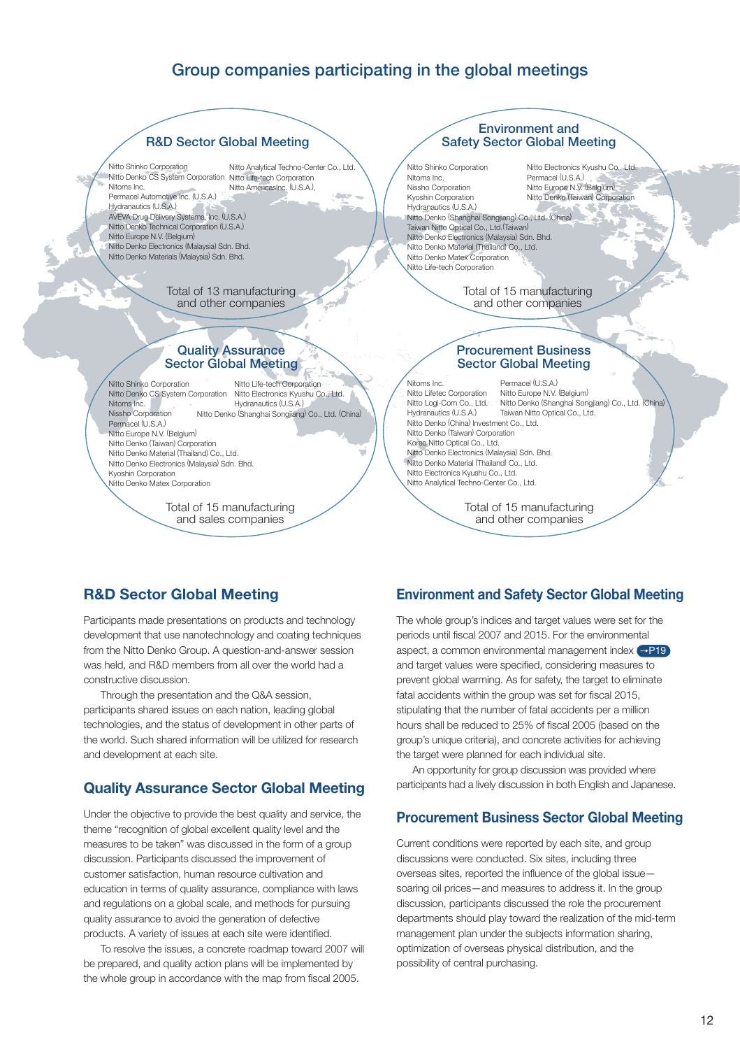## Group companies participating in the global meetings

### R&D Sector Global Meeting

Nitto Shinko Corporation
Nitto Denko CS System Corporation
Nitoms Inc.
Permacel Automotive Inc. (U.S.A.)
Hydranautics (U.S.A.)
AVEVA Drug Delivery Systems, Inc. (U.S.A.)
Nitto Denko Technical Corporation (U.S.A.)
Nitto Europe N.V. (Belgium)
Nitto Denko Electronics (Malaysia) Sdn. Bhd.
Nitto Denko Materials (Malaysia) Sdn. Bhd.
Nitto Analytical Techno-Center Co., Ltd.
Nitto Life-tech Corporation
Nitto AmericasInc. (U.S.A.)

Total of 13 manufacturing and other companies

### Environment and Safety Sector Global Meeting

Nitto Shinko Corporation
Nitoms Inc.
Nissho Corporation
Kyoshin Corporation
Hydranautics (U.S.A.)
Nitto Denko (Shanghai Songjiang) Co., Ltd. (China)
Taiwan Nitto Optical Co., Ltd.(Taiwan)
Nitto Denko Electronics (Malaysia) Sdn. Bhd.
Nitto Denko Material (Thailand) Co., Ltd.
Nitto Denko Matex Corporation
Nitto Life-tech Corporation
Nitto Electronics Kyushu Co., Ltd.
Permacel (U.S.A.)
Nitto Europe N.V. (Belgium)
Nitto Denko (Taiwan) Corporation

Total of 15 manufacturing and other companies

### Quality Assurance Sector Global Meeting

Nitto Shinko Corporation
Nitto Denko CS System Corporation
Nitoms Inc.
Nissho Corporation
Permacel (U.S.A.)
Nitto Europe N.V. (Belgium)
Nitto Denko (Taiwan) Corporation
Nitto Denko Material (Thailand) Co., Ltd.
Nitto Denko Electronics (Malaysia) Sdn. Bhd.
Kyoshin Corporation
Nitto Denko Matex Corporation
Nitto Life-tech Corporation
Nitto Electronics Kyushu Co., Ltd.
Hydranautics (U.S.A.)
Nitto Denko (Shanghai Songjiang) Co., Ltd. (China)

Total of 15 manufacturing and sales companies

### Procurement Business Sector Global Meeting

Nitoms Inc.
Nitto Lifetec Corporation
Nitto Logi-Com Co., Ltd.
Hydranautics (U.S.A.)
Nitto Denko (China) Investment Co., Ltd.
Nitto Denko (Taiwan) Corporation
Korea Nitto Optical Co., Ltd.
Nitto Denko Electronics (Malaysia) Sdn. Bhd.
Nitto Denko Material (Thailand) Co., Ltd.
Nitto Electronics Kyushu Co., Ltd.
Nitto Analytical Techno-Center Co., Ltd.
Permacel (U.S.A.)
Nitto Europe N.V. (Belgium)
Nitto Denko (Shanghai Songjiang) Co., Ltd. (China)
Taiwan Nitto Optical Co., Ltd.

Total of 15 manufacturing and other companies

## R&D Sector Global Meeting

Participants made presentations on products and technology development that use nanotechnology and coating techniques from the Nitto Denko Group. A question-and-answer session was held, and R&D members from all over the world had a constructive discussion.

Through the presentation and the Q&A session, participants shared issues on each nation, leading global technologies, and the status of development in other parts of the world. Such shared information will be utilized for research and development at each site.

## Quality Assurance Sector Global Meeting

Under the objective to provide the best quality and service, the theme "recognition of global excellent quality level and the measures to be taken" was discussed in the form of a group discussion. Participants discussed the improvement of customer satisfaction, human resource cultivation and education in terms of quality assurance, compliance with laws and regulations on a global scale, and methods for pursuing quality assurance to avoid the generation of defective products. A variety of issues at each site were identified.

To resolve the issues, a concrete roadmap toward 2007 will be prepared, and quality action plans will be implemented by the whole group in accordance with the map from fiscal 2005.

## Environment and Safety Sector Global Meeting

The whole group's indices and target values were set for the periods until fiscal 2007 and 2015. For the environmental aspect, a common environmental management index →P19 and target values were specified, considering measures to prevent global warming. As for safety, the target to eliminate fatal accidents within the group was set for fiscal 2015, stipulating that the number of fatal accidents per a million hours shall be reduced to 25% of fiscal 2005 (based on the group's unique criteria), and concrete activities for achieving the target were planned for each individual site.

An opportunity for group discussion was provided where participants had a lively discussion in both English and Japanese.

## Procurement Business Sector Global Meeting

Current conditions were reported by each site, and group discussions were conducted. Six sites, including three overseas sites, reported the influence of the global issue—soaring oil prices—and measures to address it. In the group discussion, participants discussed the role the procurement departments should play toward the realization of the mid-term management plan under the subjects information sharing, optimization of overseas physical distribution, and the possibility of central purchasing.